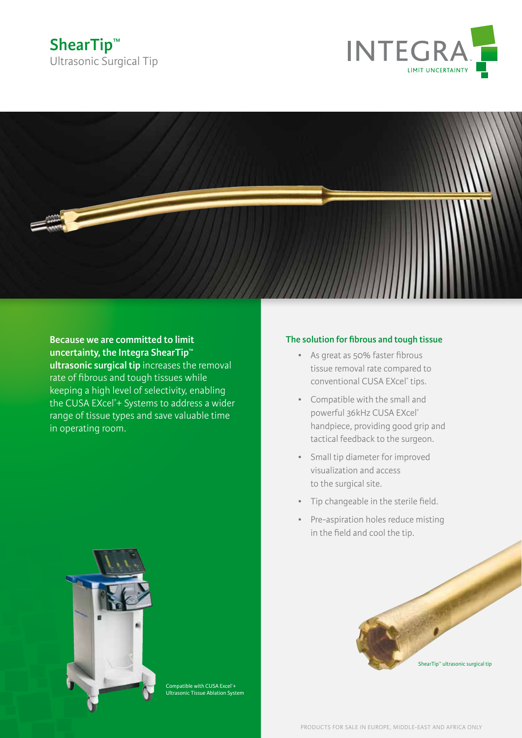# ShearTip™

Ultrasonic Surgical Tip

INTEGRA

LIMIT UNCERTAINTY

**Because we are committed to limit uncertainty, the Integra ShearTip™ ultrasonic surgical tip** increases the removal rate of fibrous and tough tissues while keeping a high level of selectivity, enabling the CUSA EXcel®+ Systems to address a wider range of tissue types and save valuable time in operating room.

Compatible with CUSA Excel®+ Ultrasonic Tissue Ablation System

## The solution for fibrous and tough tissue

- As great as 50% faster fibrous tissue removal rate compared to conventional CUSA EXcel® tips.
- Compatible with the small and powerful 36kHz CUSA EXcel® handpiece, providing good grip and tactical feedback to the surgeon.
- Small tip diameter for improved visualization and access to the surgical site.
- Tip changeable in the sterile field.
- Pre-aspiration holes reduce misting in the field and cool the tip.

ShearTip™ ultrasonic surgical tip

PRODUCTS FOR SALE IN EUROPE, MIDDLE-EAST AND AFRICA ONLY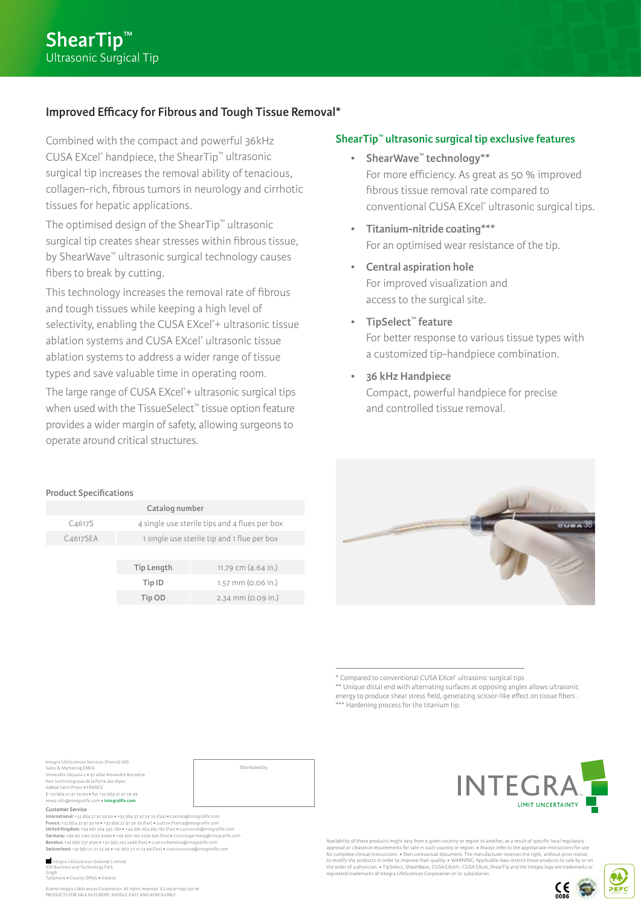# ShearTip™

Ultrasonic Surgical Tip

## Improved Efficacy for Fibrous and Tough Tissue Removal*

Combined with the compact and powerful 36kHz CUSA EXcel® handpiece, the ShearTip™ ultrasonic surgical tip increases the removal ability of tenacious, collagen-rich, fibrous tumors in neurology and cirrhotic tissues for hepatic applications.

The optimised design of the ShearTip™ ultrasonic surgical tip creates shear stresses within fibrous tissue, by ShearWave™ ultrasonic surgical technology causes fibers to break by cutting.

This technology increases the removal rate of fibrous and tough tissues while keeping a high level of selectivity, enabling the CUSA EXcel®+ ultrasonic tissue ablation systems and CUSA EXcel® ultrasonic tissue ablation systems to address a wider range of tissue types and save valuable time in operating room.

The large range of CUSA EXcel®+ ultrasonic surgical tips when used with the TissueSelect™ tissue option feature provides a wider margin of safety, allowing surgeons to operate around critical structures.

### ShearTip™ ultrasonic surgical tip exclusive features

- **ShearWave™ technology****
  For more efficiency. As great as 50 % improved fibrous tissue removal rate compared to conventional CUSA EXcel® ultrasonic surgical tips.
- **Titanium-nitride coating*****
  For an optimised wear resistance of the tip.
- **Central aspiration hole**
  For improved visualization and access to the surgical site.
- **TipSelect™ feature**
  For better response to various tissue types with a customized tip-handpiece combination.
- **36 kHz Handpiece**
  Compact, powerful handpiece for precise and controlled tissue removal.

### Product Specifications

| Catalog number | |
|---|---|
| C4617S | 4 single use sterile tips and 4 flues per box |
| C4617SEA | 1 single use sterile tip and 1 flue per box |

| | |
|---|---|
| **Tip Length** | 11.79 cm (4.64 in.) |
| **Tip ID** | 1.57 mm (0.06 in.) |
| **Tip OD** | 2.34 mm (0.09 in.) |

\* Compared to conventional CUSA EXcel® ultrasonic surgical tips
** Unique distal end with alternating surfaces at opposing angles allows ultrasonic energy to produce shear stress field, generating scissor-like effect on tissue fibers .
*** Hardening process for the titanium tip.

Integra LifeSciences Services (France) SAS
Sales & Marketing EMEA
Immeuble Séquoia 2 • 97 allée Alexandre Borodine
Parc technologique de la Porte des Alpes
69800 Saint Priest • FRANCE
+33 (0)4 37 47 59 00 • fax +33 (0)4 37 47 59 99
emea.info@integralife.com • **integralife.com**

**Customer Service**
**International:** +33 (0)4 37 47 59 50 • +33 (0)4 37 47 59 25 (Fax) • csemea@integralife.com
**France:** +33 (0)4 37 47 59 10 • +33 (0)4 37 47 59 29 (Fax) • custsvcfrance@integralife.com
**United Kingdom:** +44 (0)1 264 345 780 • +44 (0)1 264 363 782 (Fax) • custsvcuk@integralife.com
**Germany:** +49 (0) 2102 5535 6200 • +49 (0)2 102 5536 636 (Fax) • custsvcgermany@integralife.com
**Benelux:** +32 (0)2 257 4130 • +32 (0)2 253 2466 (Fax) • custsvcbenelux@integralife.com
**Switzerland:** +41 (0)22 27 21 23 30 • +41 (0)22 27 21 23 99 (Fax) • custsvcsuisse@integralife.com

Integra LifeSciences (Ireland) Limited
IDA Business and Technology Park
Sragh
Tullamore • County Offaly • Ireland

©2010 Integra LifeSciences Corporation. All rights reserved. ILS 04-01-035-02-10
PRODUCTS FOR SALE IN EUROPE, MIDDLE-EAST AND AFRICA ONLY

Distributed by

INTEGRA
LIMIT UNCERTAINTY

Availability of these products might vary from a given country or region to another, as a result of specific local regulatory approval or clearance requirements for sale in such country or region. • Always refer to the appropriate instructions for use for complete clinical instructions. • Non contractual document. The manufacturer reserves the right, without prior notice, to modify the products in order to improve their quality. • WARNING: Applicable laws restrict these products to sale by or on the order of a physician. • TipSelect, ShearWave, CUSA EXcel+, CUSA EXcel, ShearTip and the Integra logo are trademarks or registered trademarks of Integra LifeSciences Corporation or its subsidiaries.

CE 0086